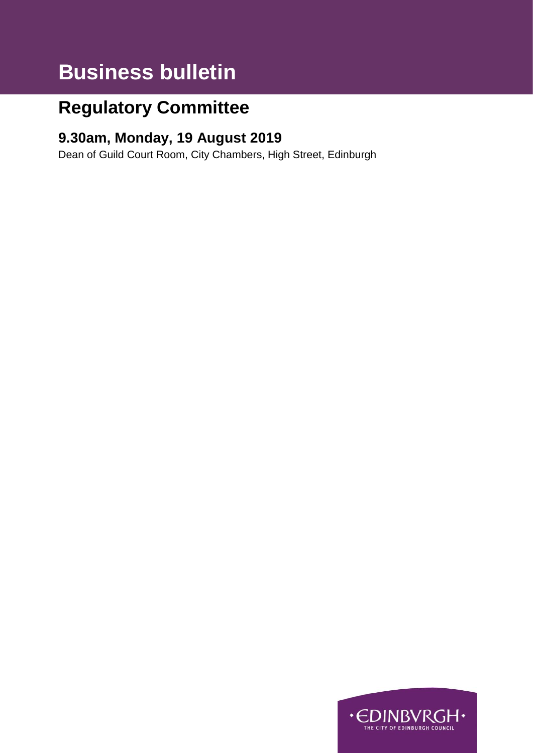# Business bulletin

## Regulatory Committee

### 9.30am, Monday, 19 August 2019

Dean of Guild Court Room, City Chambers, High Street, Edinburgh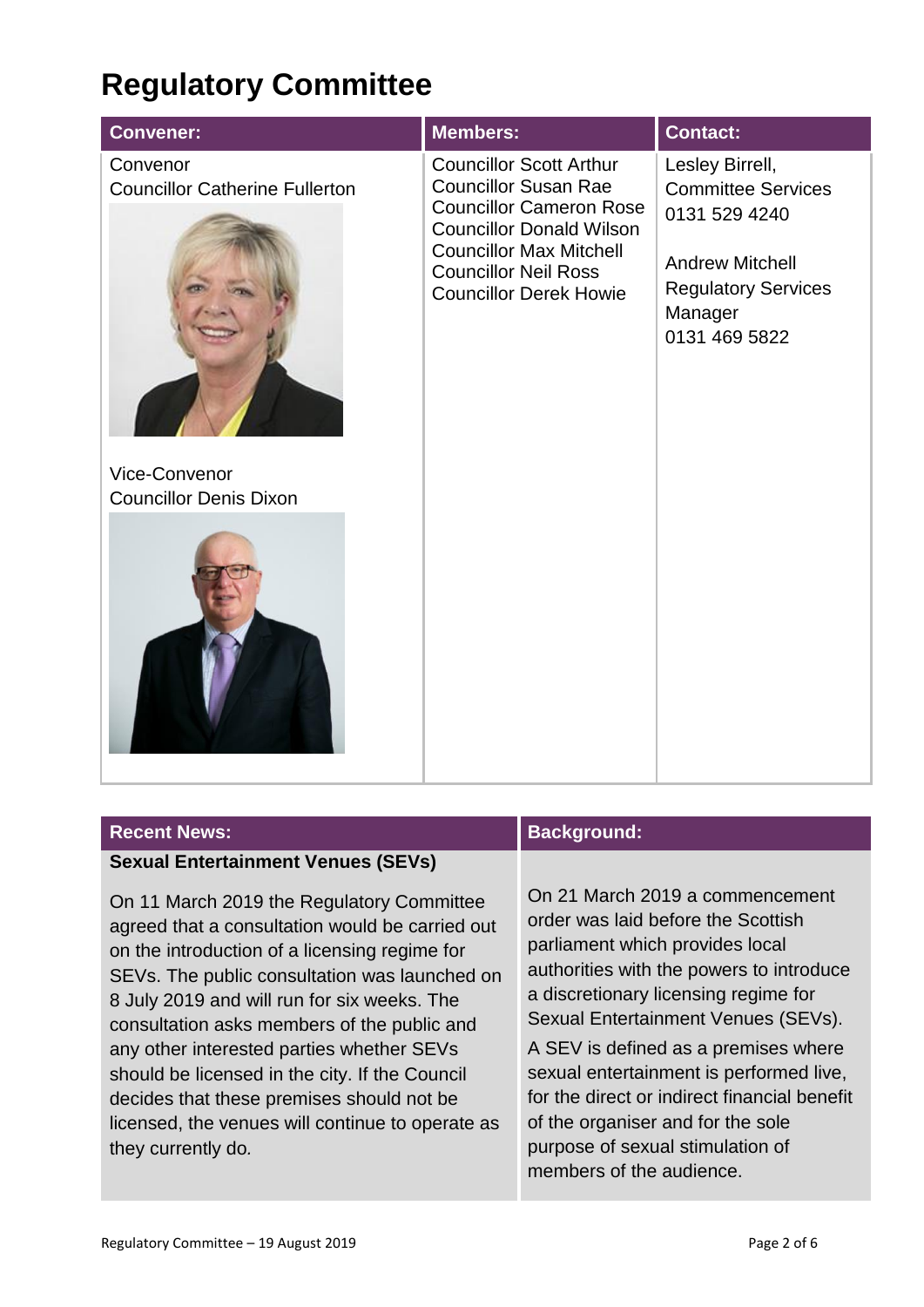# Regulatory Committee

| Convener: | Members: | Contact: |
| --- | --- | --- |
| Convenor<br>Councillor Catherine Fullerton<br><br>Vice-Convenor<br>Councillor Denis Dixon | Councillor Scott Arthur<br>Councillor Susan Rae<br>Councillor Cameron Rose<br>Councillor Donald Wilson<br>Councillor Max Mitchell<br>Councillor Neil Ross<br>Councillor Derek Howie | Lesley Birrell,<br>Committee Services<br>0131 529 4240<br><br>Andrew Mitchell<br>Regulatory Services Manager<br>0131 469 5822 |

## Recent News:

**Sexual Entertainment Venues (SEVs)**

On 11 March 2019 the Regulatory Committee agreed that a consultation would be carried out on the introduction of a licensing regime for SEVs. The public consultation was launched on 8 July 2019 and will run for six weeks. The consultation asks members of the public and any other interested parties whether SEVs should be licensed in the city. If the Council decides that these premises should not be licensed, the venues will continue to operate as they currently do.

## Background:

On 21 March 2019 a commencement order was laid before the Scottish parliament which provides local authorities with the powers to introduce a discretionary licensing regime for Sexual Entertainment Venues (SEVs).

A SEV is defined as a premises where sexual entertainment is performed live, for the direct or indirect financial benefit of the organiser and for the sole purpose of sexual stimulation of members of the audience.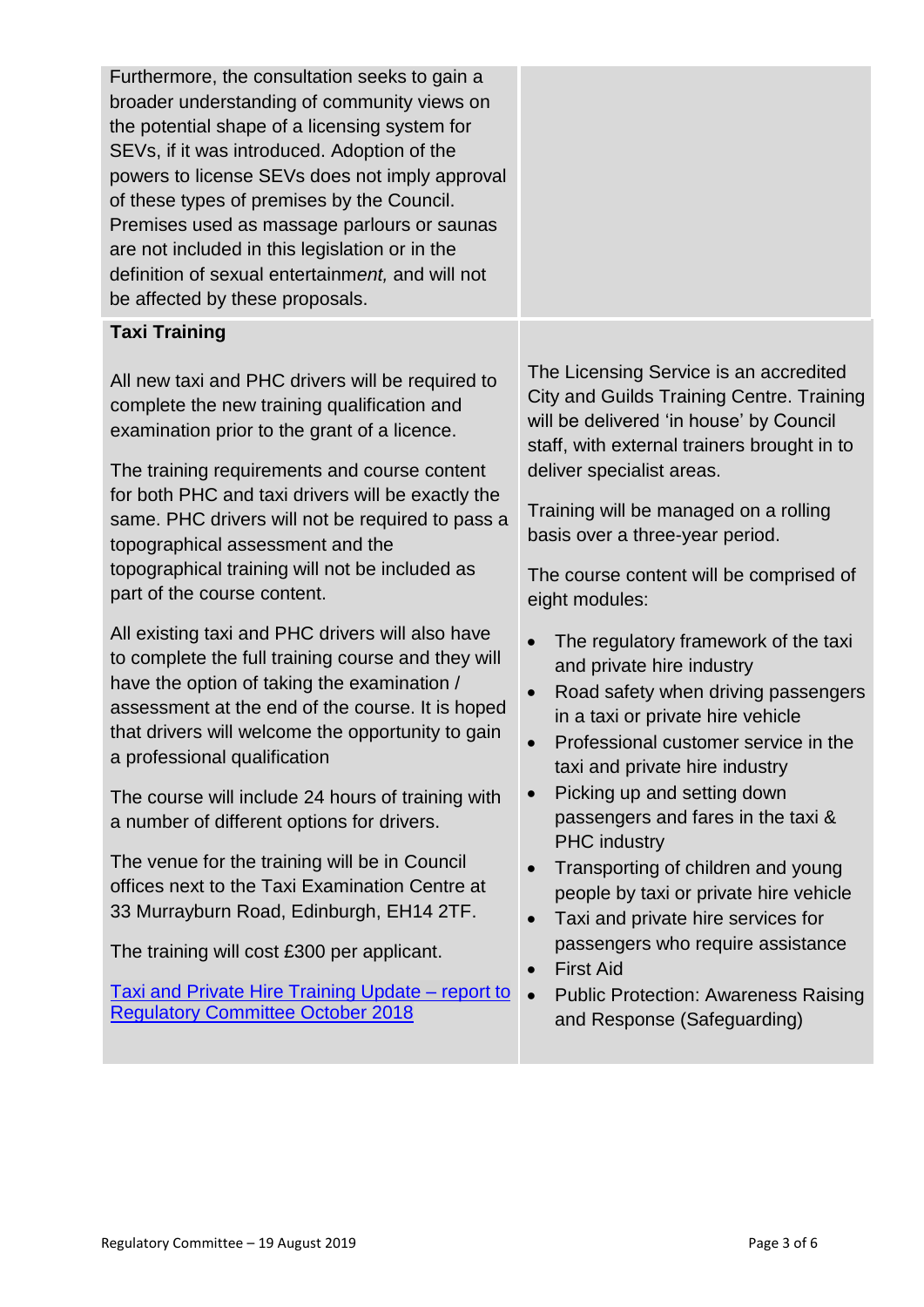Furthermore, the consultation seeks to gain a broader understanding of community views on the potential shape of a licensing system for SEVs, if it was introduced. Adoption of the powers to license SEVs does not imply approval of these types of premises by the Council. Premises used as massage parlours or saunas are not included in this legislation or in the definition of sexual entertainm*ent,* and will not be affected by these proposals.

**Taxi Training**

All new taxi and PHC drivers will be required to complete the new training qualification and examination prior to the grant of a licence.

The training requirements and course content for both PHC and taxi drivers will be exactly the same. PHC drivers will not be required to pass a topographical assessment and the topographical training will not be included as part of the course content.

All existing taxi and PHC drivers will also have to complete the full training course and they will have the option of taking the examination / assessment at the end of the course. It is hoped that drivers will welcome the opportunity to gain a professional qualification

The course will include 24 hours of training with a number of different options for drivers.

The venue for the training will be in Council offices next to the Taxi Examination Centre at 33 Murrayburn Road, Edinburgh, EH14 2TF.

The training will cost £300 per applicant.

[Taxi and Private Hire Training Update – report to Regulatory Committee October 2018]

The Licensing Service is an accredited City and Guilds Training Centre. Training will be delivered 'in house' by Council staff, with external trainers brought in to deliver specialist areas.

Training will be managed on a rolling basis over a three-year period.

The course content will be comprised of eight modules:

- The regulatory framework of the taxi and private hire industry
- Road safety when driving passengers in a taxi or private hire vehicle
- Professional customer service in the taxi and private hire industry
- Picking up and setting down passengers and fares in the taxi & PHC industry
- Transporting of children and young people by taxi or private hire vehicle
- Taxi and private hire services for passengers who require assistance
- First Aid
- Public Protection: Awareness Raising and Response (Safeguarding)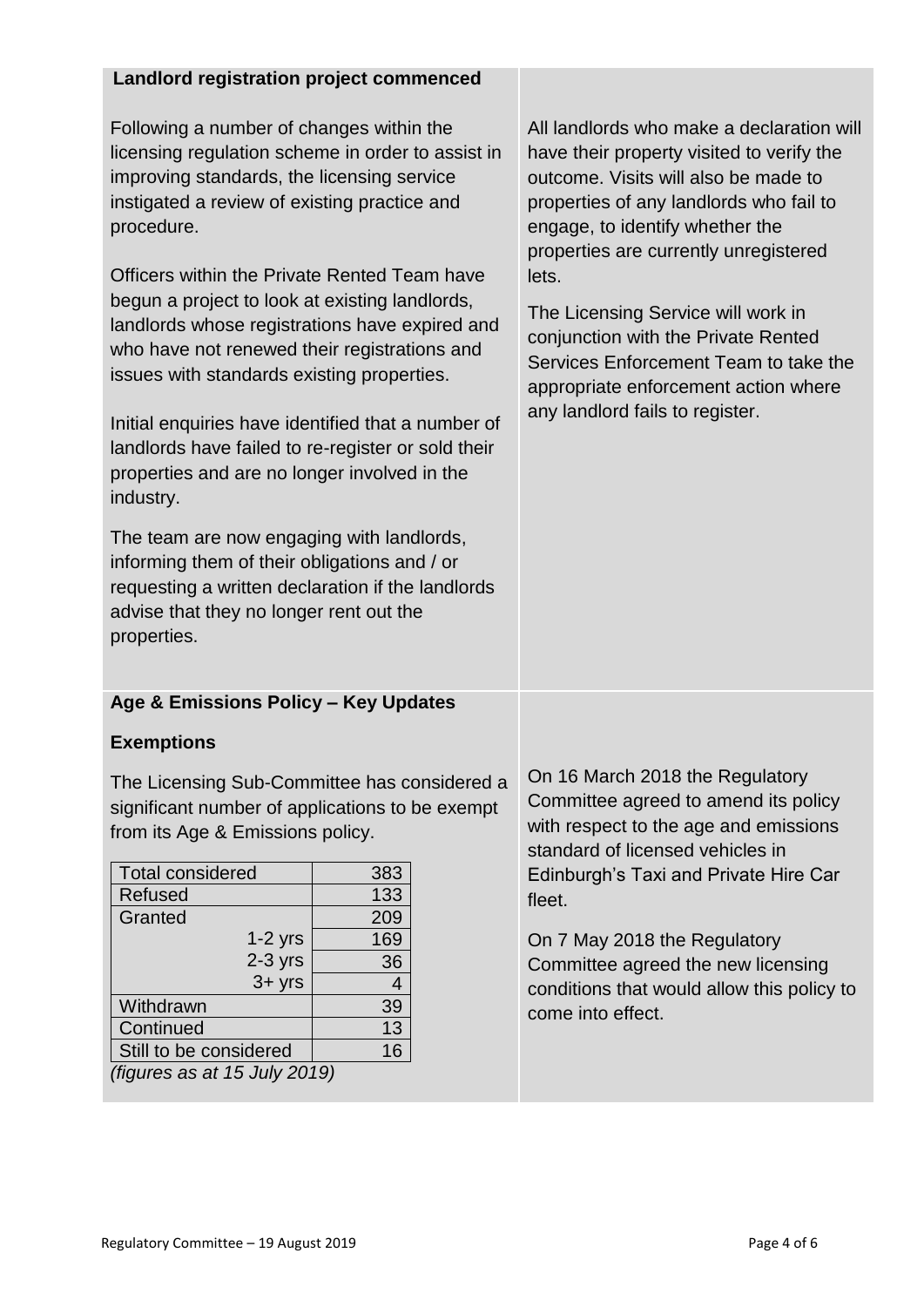**Landlord registration project commenced**

Following a number of changes within the licensing regulation scheme in order to assist in improving standards, the licensing service instigated a review of existing practice and procedure.

Officers within the Private Rented Team have begun a project to look at existing landlords, landlords whose registrations have expired and who have not renewed their registrations and issues with standards existing properties.

Initial enquiries have identified that a number of landlords have failed to re-register or sold their properties and are no longer involved in the industry.

The team are now engaging with landlords, informing them of their obligations and / or requesting a written declaration if the landlords advise that they no longer rent out the properties.

All landlords who make a declaration will have their property visited to verify the outcome. Visits will also be made to properties of any landlords who fail to engage, to identify whether the properties are currently unregistered lets.

The Licensing Service will work in conjunction with the Private Rented Services Enforcement Team to take the appropriate enforcement action where any landlord fails to register.

**Age & Emissions Policy – Key Updates**

**Exemptions**

The Licensing Sub-Committee has considered a significant number of applications to be exempt from its Age & Emissions policy.

| | |
|---|---|
| Total considered | 383 |
| Refused | 133 |
| Granted | 209 |
| 1-2 yrs | 169 |
| 2-3 yrs | 36 |
| 3+ yrs | 4 |
| Withdrawn | 39 |
| Continued | 13 |
| Still to be considered | 16 |

*(figures as at 15 July 2019)*

On 16 March 2018 the Regulatory Committee agreed to amend its policy with respect to the age and emissions standard of licensed vehicles in Edinburgh's Taxi and Private Hire Car fleet.

On 7 May 2018 the Regulatory Committee agreed the new licensing conditions that would allow this policy to come into effect.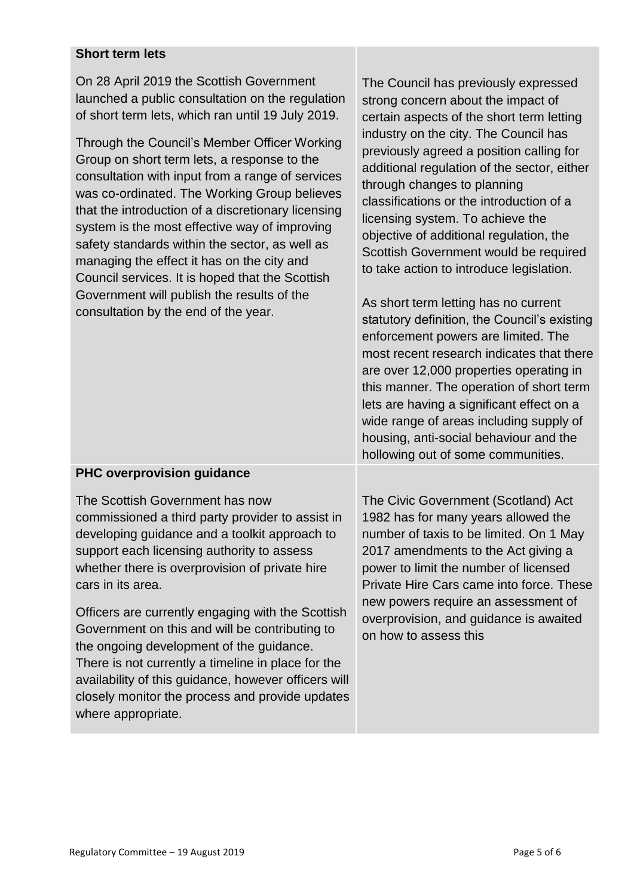| | |
|---|---|
| **Short term lets**<br><br>On 28 April 2019 the Scottish Government launched a public consultation on the regulation of short term lets, which ran until 19 July 2019.<br><br>Through the Council's Member Officer Working Group on short term lets, a response to the consultation with input from a range of services was co-ordinated. The Working Group believes that the introduction of a discretionary licensing system is the most effective way of improving safety standards within the sector, as well as managing the effect it has on the city and Council services. It is hoped that the Scottish Government will publish the results of the consultation by the end of the year. | The Council has previously expressed strong concern about the impact of certain aspects of the short term letting industry on the city. The Council has previously agreed a position calling for additional regulation of the sector, either through changes to planning classifications or the introduction of a licensing system. To achieve the objective of additional regulation, the Scottish Government would be required to take action to introduce legislation.<br><br>As short term letting has no current statutory definition, the Council's existing enforcement powers are limited. The most recent research indicates that there are over 12,000 properties operating in this manner. The operation of short term lets are having a significant effect on a wide range of areas including supply of housing, anti-social behaviour and the hollowing out of some communities. |
| **PHC overprovision guidance**<br><br>The Scottish Government has now commissioned a third party provider to assist in developing guidance and a toolkit approach to support each licensing authority to assess whether there is overprovision of private hire cars in its area.<br><br>Officers are currently engaging with the Scottish Government on this and will be contributing to the ongoing development of the guidance. There is not currently a timeline in place for the availability of this guidance, however officers will closely monitor the process and provide updates where appropriate. | The Civic Government (Scotland) Act 1982 has for many years allowed the number of taxis to be limited. On 1 May 2017 amendments to the Act giving a power to limit the number of licensed Private Hire Cars came into force. These new powers require an assessment of overprovision, and guidance is awaited on how to assess this |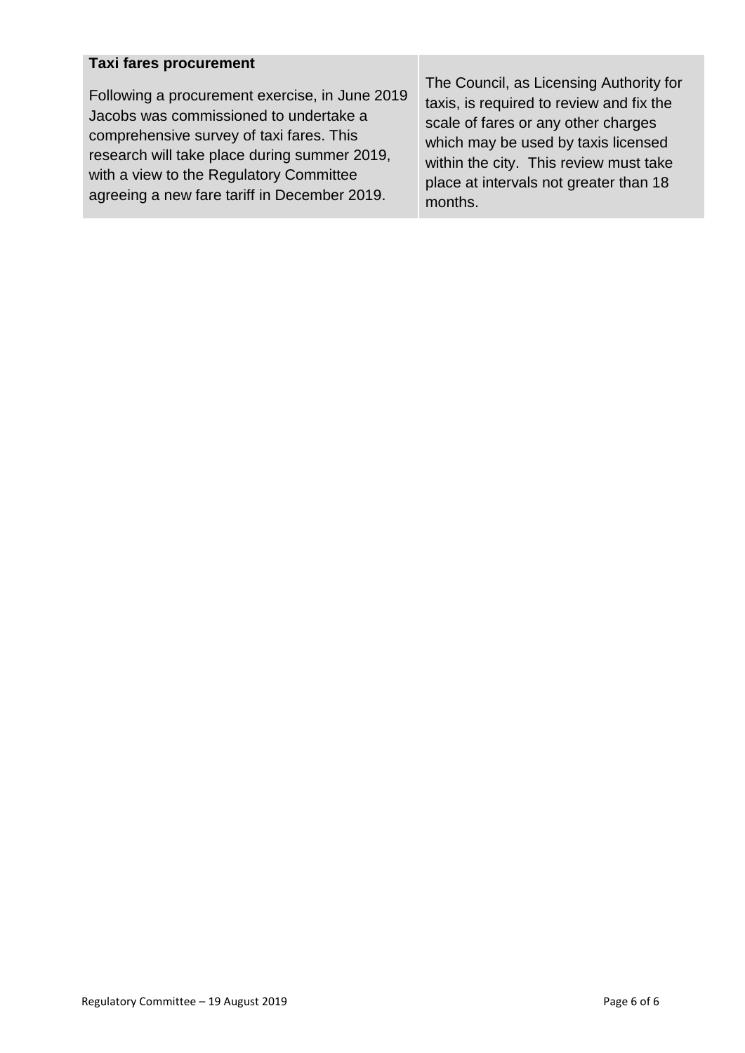| | |
|---|---|
| **Taxi fares procurement**<br><br>Following a procurement exercise, in June 2019 Jacobs was commissioned to undertake a comprehensive survey of taxi fares. This research will take place during summer 2019, with a view to the Regulatory Committee agreeing a new fare tariff in December 2019. | The Council, as Licensing Authority for taxis, is required to review and fix the scale of fares or any other charges which may be used by taxis licensed within the city. This review must take place at intervals not greater than 18 months. |